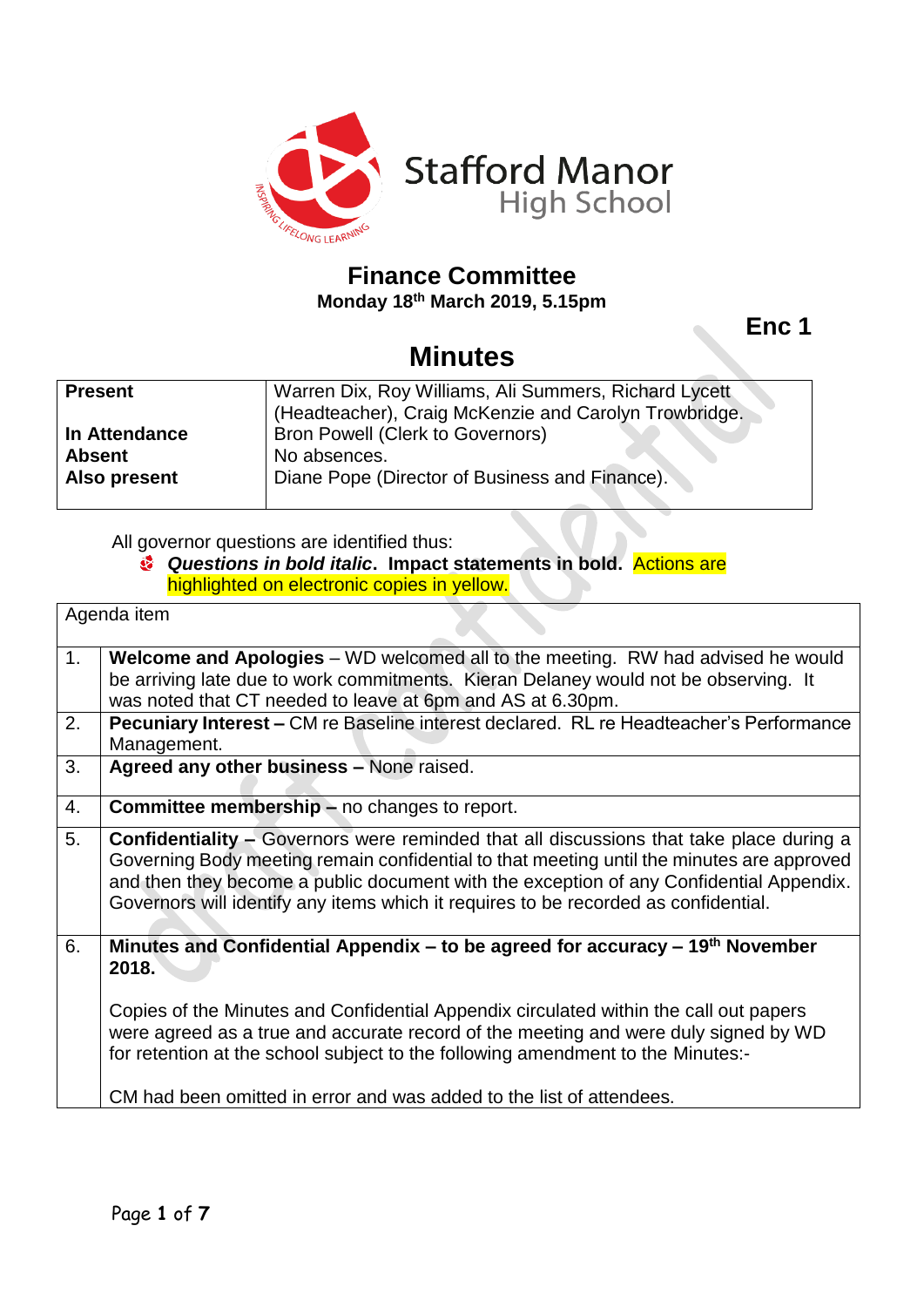Stafford Manor High School

## Finance Committee

**Monday 18th March 2019, 5.15pm**

**Enc 1**

# Minutes

| | |
|---|---|
| **Present** | Warren Dix, Roy Williams, Ali Summers, Richard Lycett (Headteacher), Craig McKenzie and Carolyn Trowbridge. |
| **In Attendance** | Bron Powell (Clerk to Governors) |
| **Absent** | No absences. |
| **Also present** | Diane Pope (Director of Business and Finance). |

All governor questions are identified thus:

- ***Questions in bold italic*****.** **Impact statements in bold.** Actions are highlighted on electronic copies in yellow.

| Agenda item | |
|---|---|
| 1. | **Welcome and Apologies** – WD welcomed all to the meeting. RW had advised he would be arriving late due to work commitments. Kieran Delaney would not be observing. It was noted that CT needed to leave at 6pm and AS at 6.30pm. |
| 2. | **Pecuniary Interest –** CM re Baseline interest declared. RL re Headteacher's Performance Management. |
| 3. | **Agreed any other business –** None raised. |
| 4. | **Committee membership –** no changes to report. |
| 5. | **Confidentiality –** Governors were reminded that all discussions that take place during a Governing Body meeting remain confidential to that meeting until the minutes are approved and then they become a public document with the exception of any Confidential Appendix. Governors will identify any items which it requires to be recorded as confidential. |
| 6. | **Minutes and Confidential Appendix – to be agreed for accuracy – 19th November 2018.**<br><br>Copies of the Minutes and Confidential Appendix circulated within the call out papers were agreed as a true and accurate record of the meeting and were duly signed by WD for retention at the school subject to the following amendment to the Minutes:-<br><br>CM had been omitted in error and was added to the list of attendees. |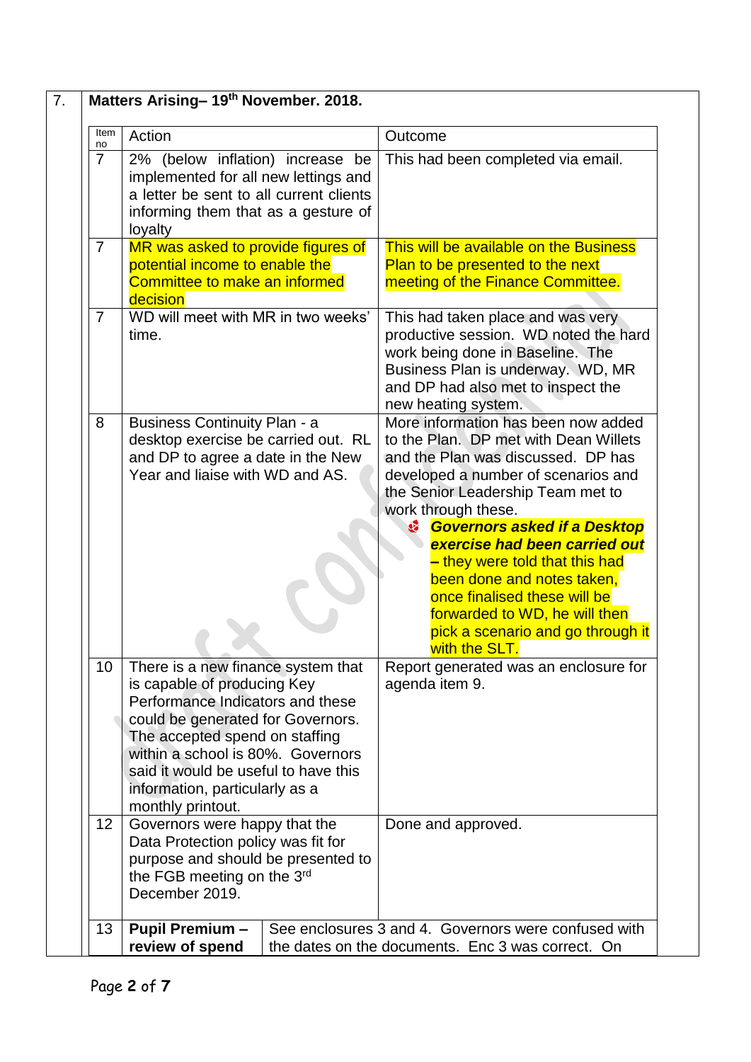## 7. Matters Arising– 19th November. 2018.

| Item no | Action | Outcome |
|---|---|---|
| 7 | 2% (below inflation) increase be implemented for all new lettings and a letter be sent to all current clients informing them that as a gesture of loyalty | This had been completed via email. |
| 7 | MR was asked to provide figures of potential income to enable the Committee to make an informed decision | This will be available on the Business Plan to be presented to the next meeting of the Finance Committee. |
| 7 | WD will meet with MR in two weeks' time. | This had taken place and was very productive session. WD noted the hard work being done in Baseline. The Business Plan is underway. WD, MR and DP had also met to inspect the new heating system. |
| 8 | Business Continuity Plan - a desktop exercise be carried out. RL and DP to agree a date in the New Year and liaise with WD and AS. | More information has been now added to the Plan. DP met with Dean Willets and the Plan was discussed. DP has developed a number of scenarios and the Senior Leadership Team met to work through these.<br>- ***Governors asked if a Desktop exercise had been carried out*** – they were told that this had been done and notes taken, once finalised these will be forwarded to WD, he will then pick a scenario and go through it with the SLT. |
| 10 | There is a new finance system that is capable of producing Key Performance Indicators and these could be generated for Governors. The accepted spend on staffing within a school is 80%. Governors said it would be useful to have this information, particularly as a monthly printout. | Report generated was an enclosure for agenda item 9. |
| 12 | Governors were happy that the Data Protection policy was fit for purpose and should be presented to the FGB meeting on the 3rd December 2019. | Done and approved. |
| 13 | **Pupil Premium – review of spend** | See enclosures 3 and 4. Governors were confused with the dates on the documents. Enc 3 was correct. On |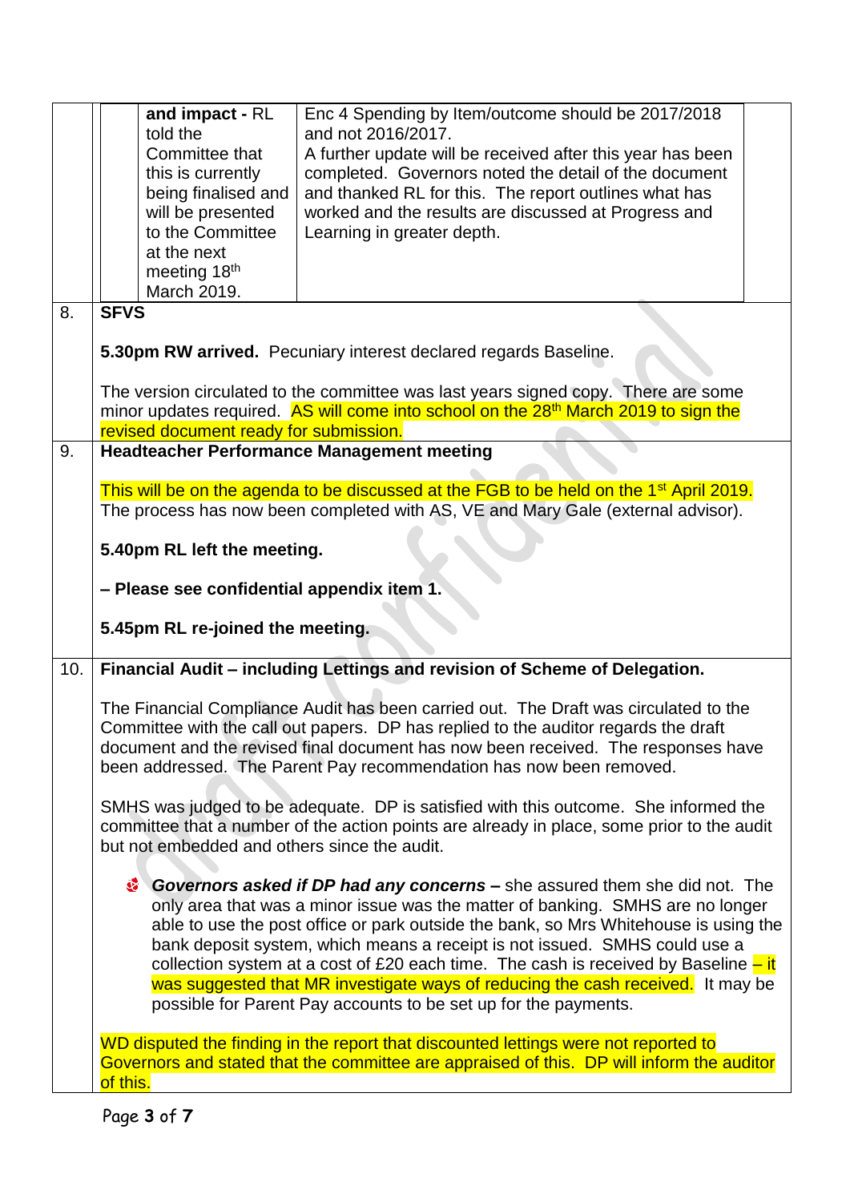| | | |
|---|---|---|
| | **and impact -** RL told the Committee that this is currently being finalised and will be presented to the Committee at the next meeting 18th March 2019. | Enc 4 Spending by Item/outcome should be 2017/2018 and not 2016/2017. A further update will be received after this year has been completed. Governors noted the detail of the document and thanked RL for this. The report outlines what has worked and the results are discussed at Progress and Learning in greater depth. |
| 8. | **SFVS** <br><br> **5.30pm RW arrived.** Pecuniary interest declared regards Baseline. <br><br> The version circulated to the committee was last years signed copy. There are some minor updates required. AS will come into school on the 28th March 2019 to sign the revised document ready for submission. | |
| 9. | **Headteacher Performance Management meeting** <br><br> This will be on the agenda to be discussed at the FGB to be held on the 1st April 2019. The process has now been completed with AS, VE and Mary Gale (external advisor). <br><br> **5.40pm RL left the meeting.** <br><br> **– Please see confidential appendix item 1.** <br><br> **5.45pm RL re-joined the meeting.** | |
| 10. | **Financial Audit – including Lettings and revision of Scheme of Delegation.** <br><br> The Financial Compliance Audit has been carried out. The Draft was circulated to the Committee with the call out papers. DP has replied to the auditor regards the draft document and the revised final document has now been received. The responses have been addressed. The Parent Pay recommendation has now been removed. <br><br> SMHS was judged to be adequate. DP is satisfied with this outcome. She informed the committee that a number of the action points are already in place, some prior to the audit but not embedded and others since the audit. <br><br> - ***Governors asked if DP had any concerns*** **–** she assured them she did not. The only area that was a minor issue was the matter of banking. SMHS are no longer able to use the post office or park outside the bank, so Mrs Whitehouse is using the bank deposit system, which means a receipt is not issued. SMHS could use a collection system at a cost of £20 each time. The cash is received by Baseline – it was suggested that MR investigate ways of reducing the cash received. It may be possible for Parent Pay accounts to be set up for the payments. <br><br> WD disputed the finding in the report that discounted lettings were not reported to Governors and stated that the committee are appraised of this. DP will inform the auditor of this. | |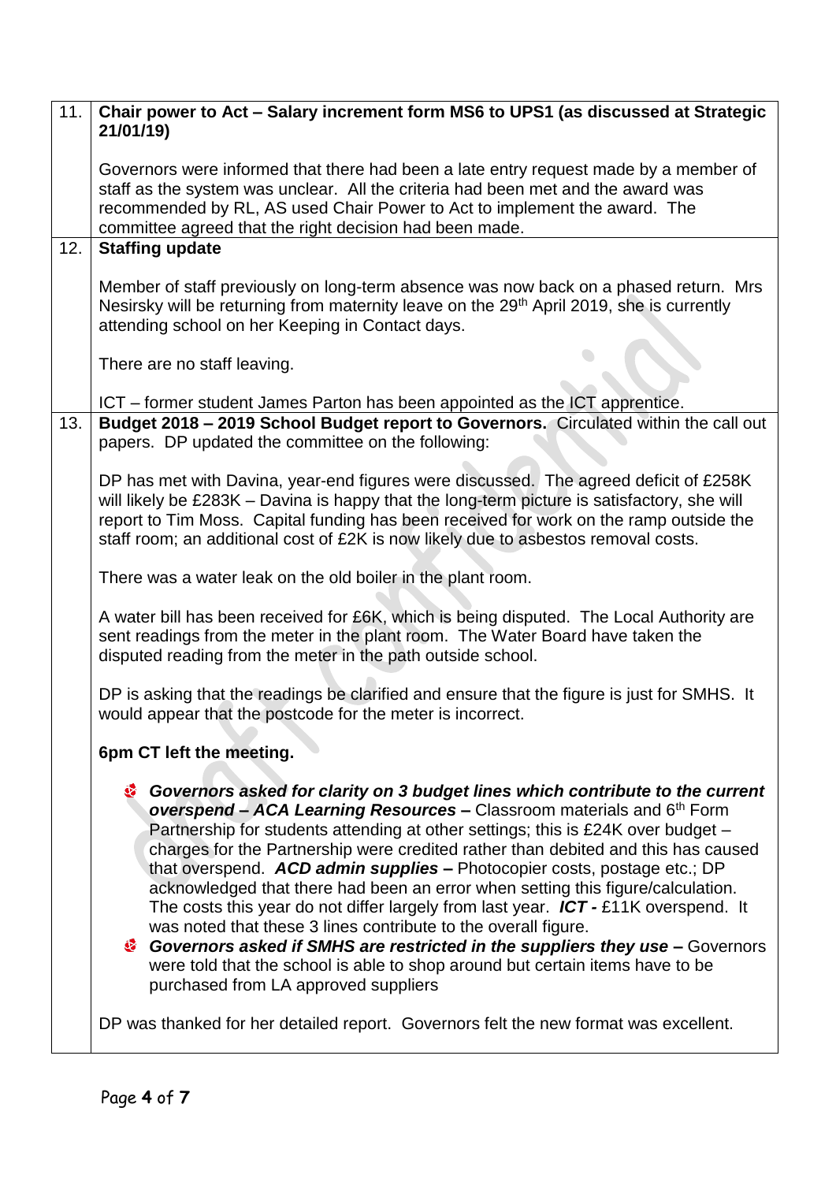| | |
|---|---|
| 11. | **Chair power to Act – Salary increment form MS6 to UPS1 (as discussed at Strategic 21/01/19)**<br><br>Governors were informed that there had been a late entry request made by a member of staff as the system was unclear. All the criteria had been met and the award was recommended by RL, AS used Chair Power to Act to implement the award. The committee agreed that the right decision had been made. |
| 12. | **Staffing update**<br><br>Member of staff previously on long-term absence was now back on a phased return. Mrs Nesirsky will be returning from maternity leave on the 29th April 2019, she is currently attending school on her Keeping in Contact days.<br><br>There are no staff leaving.<br><br>ICT – former student James Parton has been appointed as the ICT apprentice. |
| 13. | **Budget 2018 – 2019 School Budget report to Governors.** Circulated within the call out papers. DP updated the committee on the following:<br><br>DP has met with Davina, year-end figures were discussed. The agreed deficit of £258K will likely be £283K – Davina is happy that the long-term picture is satisfactory, she will report to Tim Moss. Capital funding has been received for work on the ramp outside the staff room; an additional cost of £2K is now likely due to asbestos removal costs.<br><br>There was a water leak on the old boiler in the plant room.<br><br>A water bill has been received for £6K, which is being disputed. The Local Authority are sent readings from the meter in the plant room. The Water Board have taken the disputed reading from the meter in the path outside school.<br><br>DP is asking that the readings be clarified and ensure that the figure is just for SMHS. It would appear that the postcode for the meter is incorrect.<br><br>**6pm CT left the meeting.**<br><br>- ***Governors asked for clarity on 3 budget lines which contribute to the current overspend – ACA Learning Resources –*** Classroom materials and 6th Form Partnership for students attending at other settings; this is £24K over budget – charges for the Partnership were credited rather than debited and this has caused that overspend. ***ACD admin supplies –*** Photocopier costs, postage etc.; DP acknowledged that there had been an error when setting this figure/calculation. The costs this year do not differ largely from last year. ***ICT -*** £11K overspend. It was noted that these 3 lines contribute to the overall figure.<br>- ***Governors asked if SMHS are restricted in the suppliers they use –*** Governors were told that the school is able to shop around but certain items have to be purchased from LA approved suppliers<br><br>DP was thanked for her detailed report. Governors felt the new format was excellent. |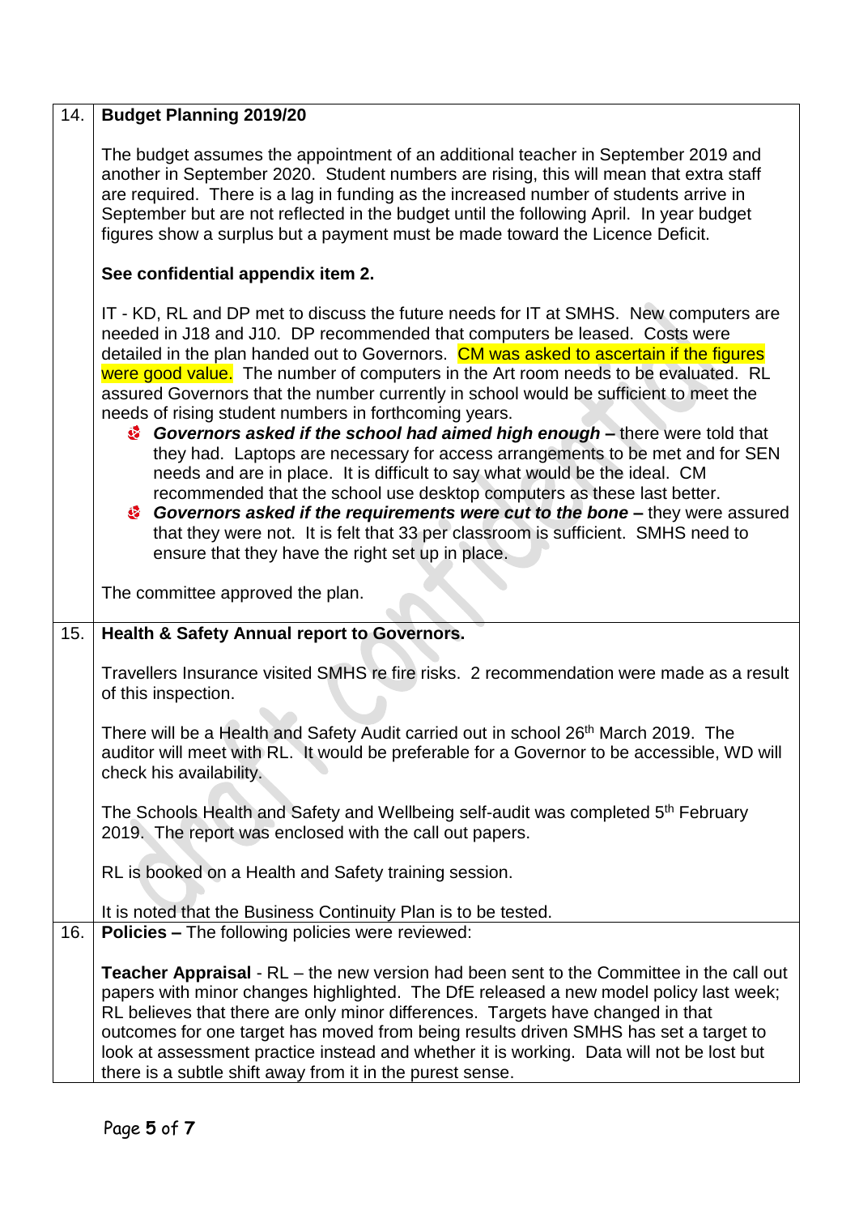| | |
|---|---|
| 14. | **Budget Planning 2019/20**<br><br>The budget assumes the appointment of an additional teacher in September 2019 and another in September 2020. Student numbers are rising, this will mean that extra staff are required. There is a lag in funding as the increased number of students arrive in September but are not reflected in the budget until the following April. In year budget figures show a surplus but a payment must be made toward the Licence Deficit.<br><br>**See confidential appendix item 2.**<br><br>IT - KD, RL and DP met to discuss the future needs for IT at SMHS. New computers are needed in J18 and J10. DP recommended that computers be leased. Costs were detailed in the plan handed out to Governors. CM was asked to ascertain if the figures were good value. The number of computers in the Art room needs to be evaluated. RL assured Governors that the number currently in school would be sufficient to meet the needs of rising student numbers in forthcoming years.<br>• ***Governors asked if the school had aimed high enough*** **–** there were told that they had. Laptops are necessary for access arrangements to be met and for SEN needs and are in place. It is difficult to say what would be the ideal. CM recommended that the school use desktop computers as these last better.<br>• ***Governors asked if the requirements were cut to the bone*** **–** they were assured that they were not. It is felt that 33 per classroom is sufficient. SMHS need to ensure that they have the right set up in place.<br><br>The committee approved the plan. |
| 15. | **Health & Safety Annual report to Governors.**<br><br>Travellers Insurance visited SMHS re fire risks. 2 recommendation were made as a result of this inspection.<br><br>There will be a Health and Safety Audit carried out in school 26th March 2019. The auditor will meet with RL. It would be preferable for a Governor to be accessible, WD will check his availability.<br><br>The Schools Health and Safety and Wellbeing self-audit was completed 5th February 2019. The report was enclosed with the call out papers.<br><br>RL is booked on a Health and Safety training session.<br><br>It is noted that the Business Continuity Plan is to be tested. |
| 16. | **Policies –** The following policies were reviewed:<br><br>**Teacher Appraisal** - RL – the new version had been sent to the Committee in the call out papers with minor changes highlighted. The DfE released a new model policy last week; RL believes that there are only minor differences. Targets have changed in that outcomes for one target has moved from being results driven SMHS has set a target to look at assessment practice instead and whether it is working. Data will not be lost but there is a subtle shift away from it in the purest sense. |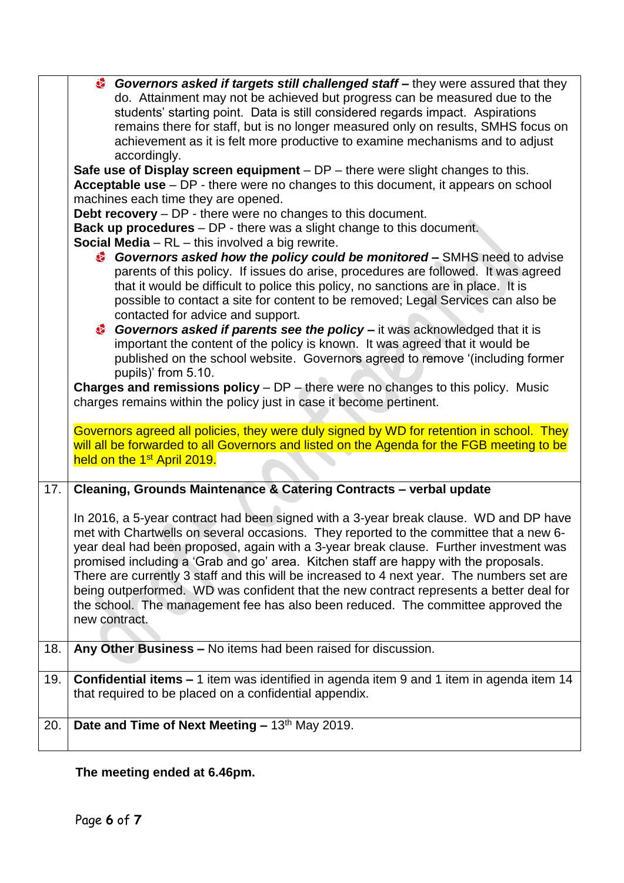| | |
|---|---|
| | - ***Governors asked if targets still challenged staff –*** they were assured that they do. Attainment may not be achieved but progress can be measured due to the students' starting point. Data is still considered regards impact. Aspirations remains there for staff, but is no longer measured only on results, SMHS focus on achievement as it is felt more productive to examine mechanisms and to adjust accordingly.<br>**Safe use of Display screen equipment** – DP – there were slight changes to this.<br>**Acceptable use** – DP - there were no changes to this document, it appears on school machines each time they are opened.<br>**Debt recovery** – DP - there were no changes to this document.<br>**Back up procedures** – DP - there was a slight change to this document.<br>**Social Media** – RL – this involved a big rewrite.<br>- ***Governors asked how the policy could be monitored –*** SMHS need to advise parents of this policy. If issues do arise, procedures are followed. It was agreed that it would be difficult to police this policy, no sanctions are in place. It is possible to contact a site for content to be removed; Legal Services can also be contacted for advice and support.<br>- ***Governors asked if parents see the policy –*** it was acknowledged that it is important the content of the policy is known. It was agreed that it would be published on the school website. Governors agreed to remove '(including former pupils)' from 5.10.<br>**Charges and remissions policy** – DP – there were no changes to this policy. Music charges remains within the policy just in case it become pertinent.<br><br>Governors agreed all policies, they were duly signed by WD for retention in school. They will all be forwarded to all Governors and listed on the Agenda for the FGB meeting to be held on the 1st April 2019. |
| 17. | **Cleaning, Grounds Maintenance & Catering Contracts – verbal update**<br><br>In 2016, a 5-year contract had been signed with a 3-year break clause. WD and DP have met with Chartwells on several occasions. They reported to the committee that a new 6-year deal had been proposed, again with a 3-year break clause. Further investment was promised including a 'Grab and go' area. Kitchen staff are happy with the proposals. There are currently 3 staff and this will be increased to 4 next year. The numbers set are being outperformed. WD was confident that the new contract represents a better deal for the school. The management fee has also been reduced. The committee approved the new contract. |
| 18. | **Any Other Business –** No items had been raised for discussion. |
| 19. | **Confidential items –** 1 item was identified in agenda item 9 and 1 item in agenda item 14 that required to be placed on a confidential appendix. |
| 20. | **Date and Time of Next Meeting –** 13th May 2019. |

**The meeting ended at 6.46pm.**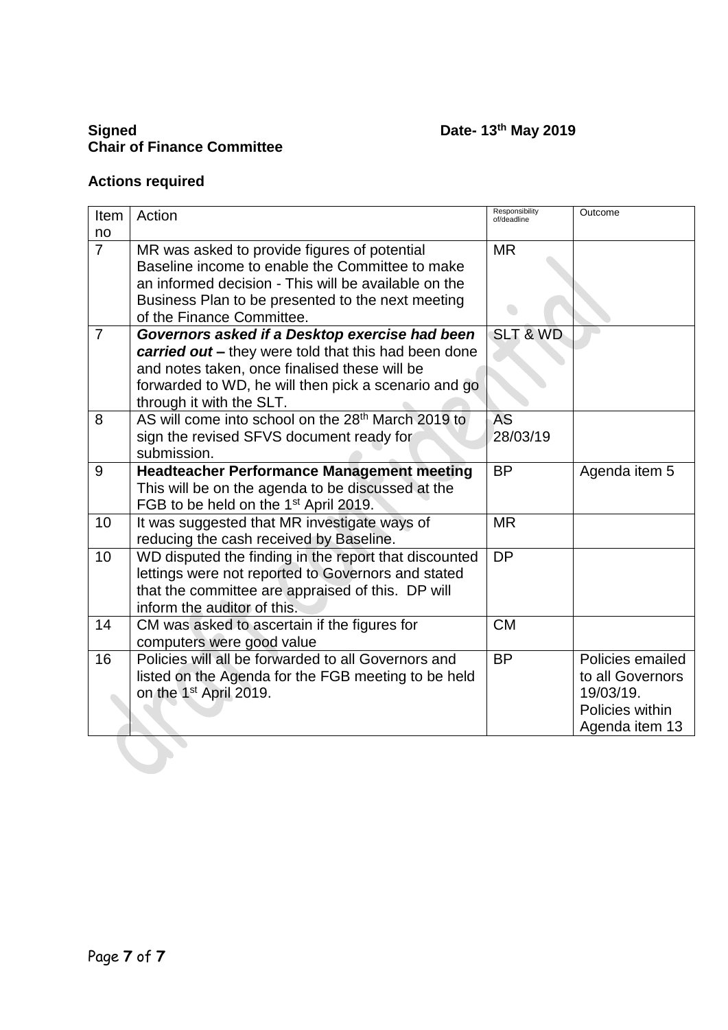**Signed** **Date- 13th May 2019**
**Chair of Finance Committee**

**Actions required**

| Item no | Action | Responsibility of/deadline | Outcome |
|---|---|---|---|
| 7 | MR was asked to provide figures of potential Baseline income to enable the Committee to make an informed decision - This will be available on the Business Plan to be presented to the next meeting of the Finance Committee. | MR | |
| 7 | ***Governors asked if a Desktop exercise had been carried out –*** they were told that this had been done and notes taken, once finalised these will be forwarded to WD, he will then pick a scenario and go through it with the SLT. | SLT & WD | |
| 8 | AS will come into school on the 28th March 2019 to sign the revised SFVS document ready for submission. | AS 28/03/19 | |
| 9 | **Headteacher Performance Management meeting** This will be on the agenda to be discussed at the FGB to be held on the 1st April 2019. | BP | Agenda item 5 |
| 10 | It was suggested that MR investigate ways of reducing the cash received by Baseline. | MR | |
| 10 | WD disputed the finding in the report that discounted lettings were not reported to Governors and stated that the committee are appraised of this. DP will inform the auditor of this. | DP | |
| 14 | CM was asked to ascertain if the figures for computers were good value | CM | |
| 16 | Policies will all be forwarded to all Governors and listed on the Agenda for the FGB meeting to be held on the 1st April 2019. | BP | Policies emailed to all Governors 19/03/19. Policies within Agenda item 13 |